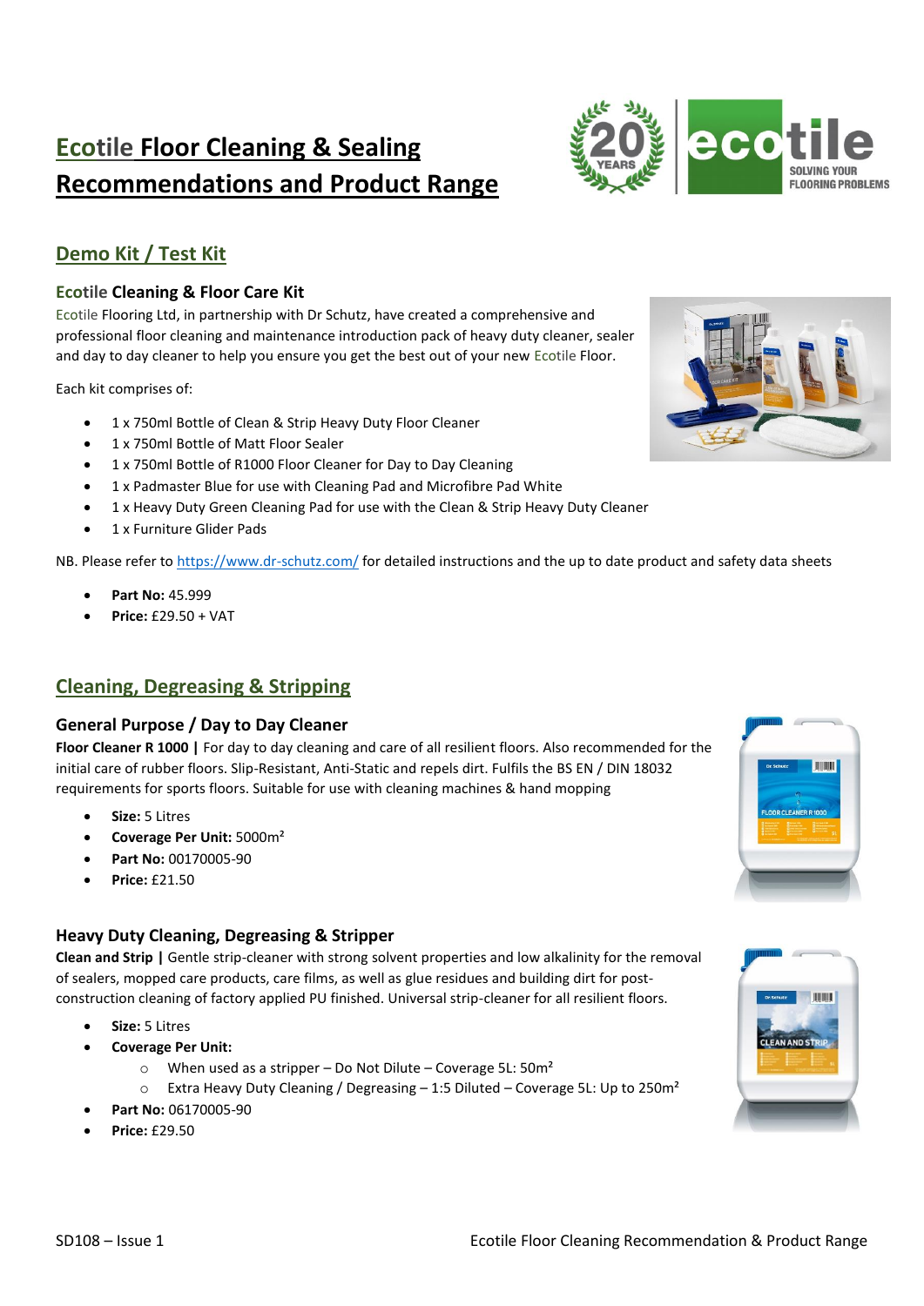# Ecotile Floor Cleaning & Sealing Recommendations and Product Range

## Demo Kit / Test Kit

### Ecotile Cleaning & Floor Care Kit

Ecotile Flooring Ltd, in partnership with Dr Schutz, have created a comprehensive and professional floor cleaning and maintenance introduction pack of heavy duty cleaner, sealer and day to day cleaner to help you ensure you get the best out of your new Ecotile Floor.

Each kit comprises of:

- 1 x 750ml Bottle of Clean & Strip Heavy Duty Floor Cleaner
- 1 x 750ml Bottle of Matt Floor Sealer
- 1 x 750ml Bottle of R1000 Floor Cleaner for Day to Day Cleaning
- 1 x Padmaster Blue for use with Cleaning Pad and Microfibre Pad White
- 1 x Heavy Duty Green Cleaning Pad for use with the Clean & Strip Heavy Duty Cleaner
- 1 x Furniture Glider Pads

NB. Please refer to https://www.dr-schutz.com/ for detailed instructions and the up to date product and safety data sheets

- **Part No:** 45.999
- **Price:** £29.50 + VAT

## Cleaning, Degreasing & Stripping

### General Purpose / Day to Day Cleaner

**Floor Cleaner R 1000 |** For day to day cleaning and care of all resilient floors. Also recommended for the initial care of rubber floors. Slip-Resistant, Anti-Static and repels dirt. Fulfils the BS EN / DIN 18032 requirements for sports floors. Suitable for use with cleaning machines & hand mopping

- **Size:** 5 Litres
- **Coverage Per Unit:** 5000m²
- **Part No:** 00170005-90
- **Price:** £21.50

### Heavy Duty Cleaning, Degreasing & Stripper

**Clean and Strip |** Gentle strip-cleaner with strong solvent properties and low alkalinity for the removal of sealers, mopped care products, care films, as well as glue residues and building dirt for post-construction cleaning of factory applied PU finished. Universal strip-cleaner for all resilient floors.

- **Size:** 5 Litres
- **Coverage Per Unit:**
  - When used as a stripper – Do Not Dilute – Coverage 5L: 50m²
  - Extra Heavy Duty Cleaning / Degreasing – 1:5 Diluted – Coverage 5L: Up to 250m²
- **Part No:** 06170005-90
- **Price:** £29.50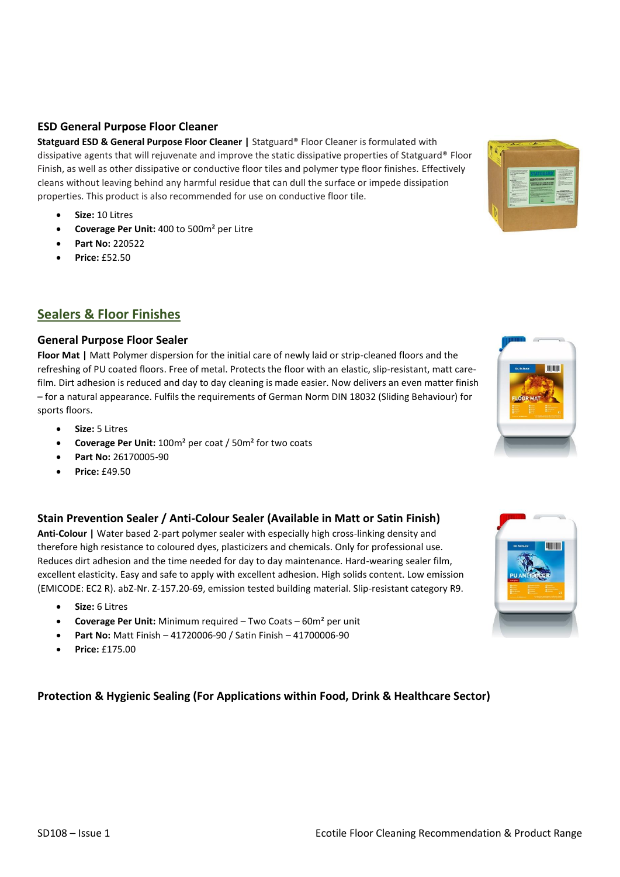### ESD General Purpose Floor Cleaner

**Statguard ESD & General Purpose Floor Cleaner |** Statguard® Floor Cleaner is formulated with dissipative agents that will rejuvenate and improve the static dissipative properties of Statguard® Floor Finish, as well as other dissipative or conductive floor tiles and polymer type floor finishes. Effectively cleans without leaving behind any harmful residue that can dull the surface or impede dissipation properties. This product is also recommended for use on conductive floor tile.

- **Size:** 10 Litres
- **Coverage Per Unit:** 400 to 500m² per Litre
- **Part No:** 220522
- **Price:** £52.50

## Sealers & Floor Finishes

### General Purpose Floor Sealer

**Floor Mat |** Matt Polymer dispersion for the initial care of newly laid or strip-cleaned floors and the refreshing of PU coated floors. Free of metal. Protects the floor with an elastic, slip-resistant, matt care-film. Dirt adhesion is reduced and day to day cleaning is made easier. Now delivers an even matter finish – for a natural appearance. Fulfils the requirements of German Norm DIN 18032 (Sliding Behaviour) for sports floors.

- **Size:** 5 Litres
- **Coverage Per Unit:** 100m² per coat / 50m² for two coats
- **Part No:** 26170005-90
- **Price:** £49.50

### Stain Prevention Sealer / Anti-Colour Sealer (Available in Matt or Satin Finish)

**Anti-Colour |** Water based 2-part polymer sealer with especially high cross-linking density and therefore high resistance to coloured dyes, plasticizers and chemicals. Only for professional use. Reduces dirt adhesion and the time needed for day to day maintenance. Hard-wearing sealer film, excellent elasticity. Easy and safe to apply with excellent adhesion. High solids content. Low emission (EMICODE: EC2 R). abZ-Nr. Z-157.20-69, emission tested building material. Slip-resistant category R9.

- **Size:** 6 Litres
- **Coverage Per Unit:** Minimum required – Two Coats – 60m² per unit
- **Part No:** Matt Finish – 41720006-90 / Satin Finish – 41700006-90
- **Price:** £175.00

### Protection & Hygienic Sealing (For Applications within Food, Drink & Healthcare Sector)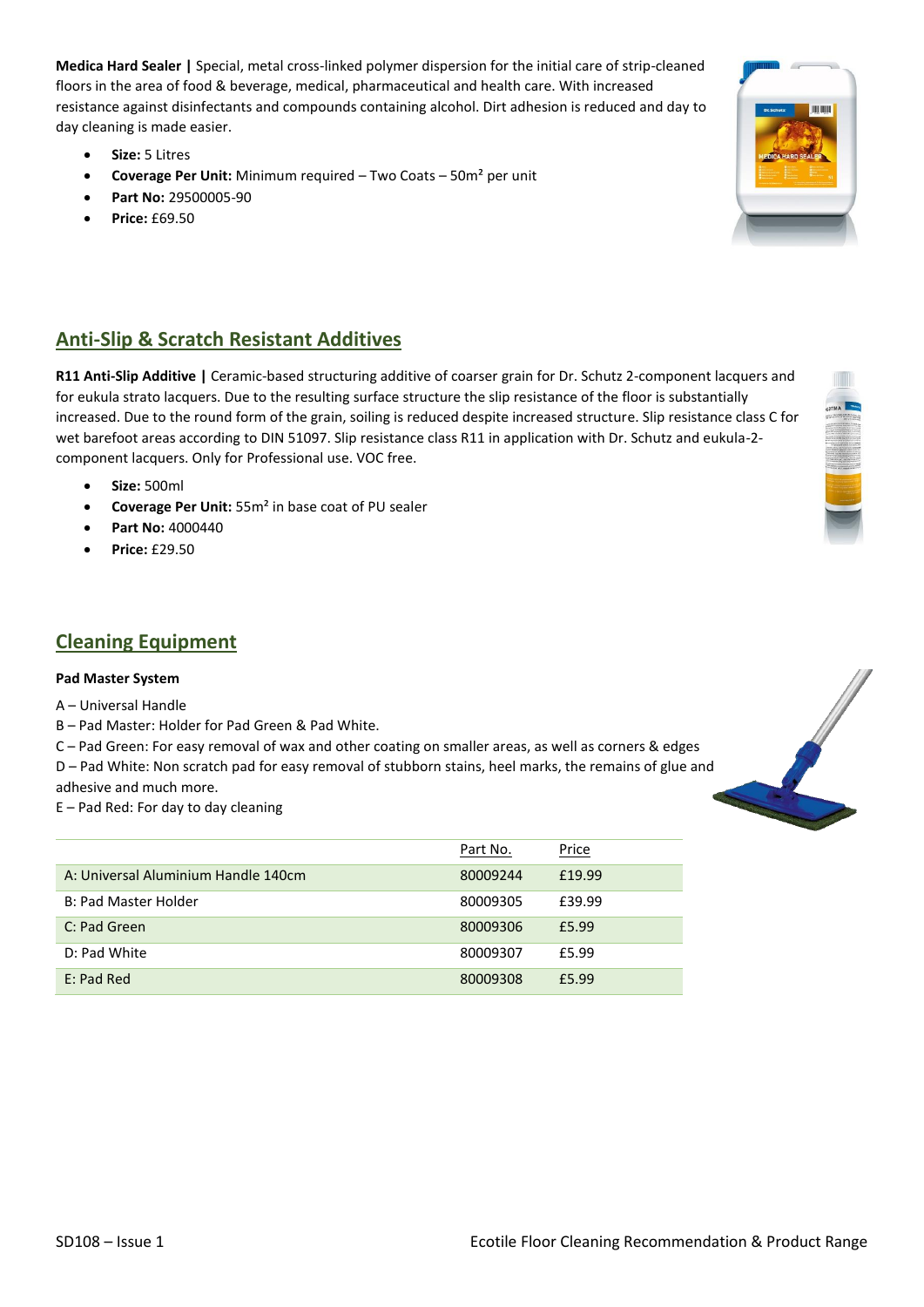**Medica Hard Sealer |** Special, metal cross-linked polymer dispersion for the initial care of strip-cleaned floors in the area of food & beverage, medical, pharmaceutical and health care. With increased resistance against disinfectants and compounds containing alcohol. Dirt adhesion is reduced and day to day cleaning is made easier.

- **Size:** 5 Litres
- **Coverage Per Unit:** Minimum required – Two Coats – 50m² per unit
- **Part No:** 29500005-90
- **Price:** £69.50

## Anti-Slip & Scratch Resistant Additives

**R11 Anti-Slip Additive |** Ceramic-based structuring additive of coarser grain for Dr. Schutz 2-component lacquers and for eukula strato lacquers. Due to the resulting surface structure the slip resistance of the floor is substantially increased. Due to the round form of the grain, soiling is reduced despite increased structure. Slip resistance class C for wet barefoot areas according to DIN 51097. Slip resistance class R11 in application with Dr. Schutz and eukula-2-component lacquers. Only for Professional use. VOC free.

- **Size:** 500ml
- **Coverage Per Unit:** 55m² in base coat of PU sealer
- **Part No:** 4000440
- **Price:** £29.50

## Cleaning Equipment

**Pad Master System**

A – Universal Handle
B – Pad Master: Holder for Pad Green & Pad White.
C – Pad Green: For easy removal of wax and other coating on smaller areas, as well as corners & edges
D – Pad White: Non scratch pad for easy removal of stubborn stains, heel marks, the remains of glue and adhesive and much more.
E – Pad Red: For day to day cleaning

| | Part No. | Price |
|---|---|---|
| A: Universal Aluminium Handle 140cm | 80009244 | £19.99 |
| B: Pad Master Holder | 80009305 | £39.99 |
| C: Pad Green | 80009306 | £5.99 |
| D: Pad White | 80009307 | £5.99 |
| E: Pad Red | 80009308 | £5.99 |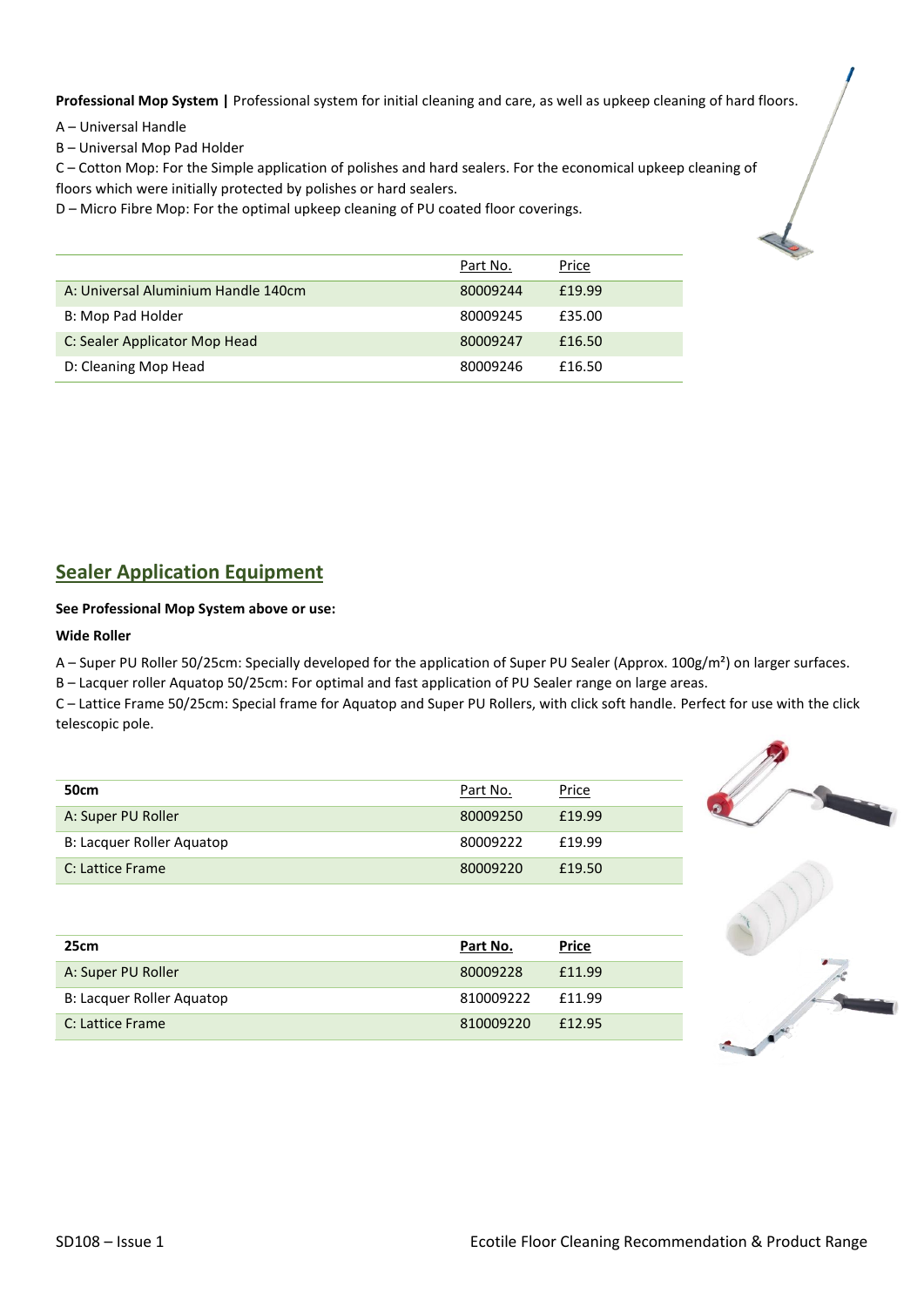**Professional Mop System |** Professional system for initial cleaning and care, as well as upkeep cleaning of hard floors.

A – Universal Handle

B – Universal Mop Pad Holder

C – Cotton Mop: For the Simple application of polishes and hard sealers. For the economical upkeep cleaning of floors which were initially protected by polishes or hard sealers.

D – Micro Fibre Mop: For the optimal upkeep cleaning of PU coated floor coverings.

| | Part No. | Price |
|---|---|---|
| A: Universal Aluminium Handle 140cm | 80009244 | £19.99 |
| B: Mop Pad Holder | 80009245 | £35.00 |
| C: Sealer Applicator Mop Head | 80009247 | £16.50 |
| D: Cleaning Mop Head | 80009246 | £16.50 |

## Sealer Application Equipment

**See Professional Mop System above or use:**

**Wide Roller**

A – Super PU Roller 50/25cm: Specially developed for the application of Super PU Sealer (Approx. 100g/m²) on larger surfaces.

B – Lacquer roller Aquatop 50/25cm: For optimal and fast application of PU Sealer range on large areas.

C – Lattice Frame 50/25cm: Special frame for Aquatop and Super PU Rollers, with click soft handle. Perfect for use with the click telescopic pole.

| 50cm | Part No. | Price |
|---|---|---|
| A: Super PU Roller | 80009250 | £19.99 |
| B: Lacquer Roller Aquatop | 80009222 | £19.99 |
| C: Lattice Frame | 80009220 | £19.50 |

| 25cm | Part No. | Price |
|---|---|---|
| A: Super PU Roller | 80009228 | £11.99 |
| B: Lacquer Roller Aquatop | 810009222 | £11.99 |
| C: Lattice Frame | 810009220 | £12.95 |